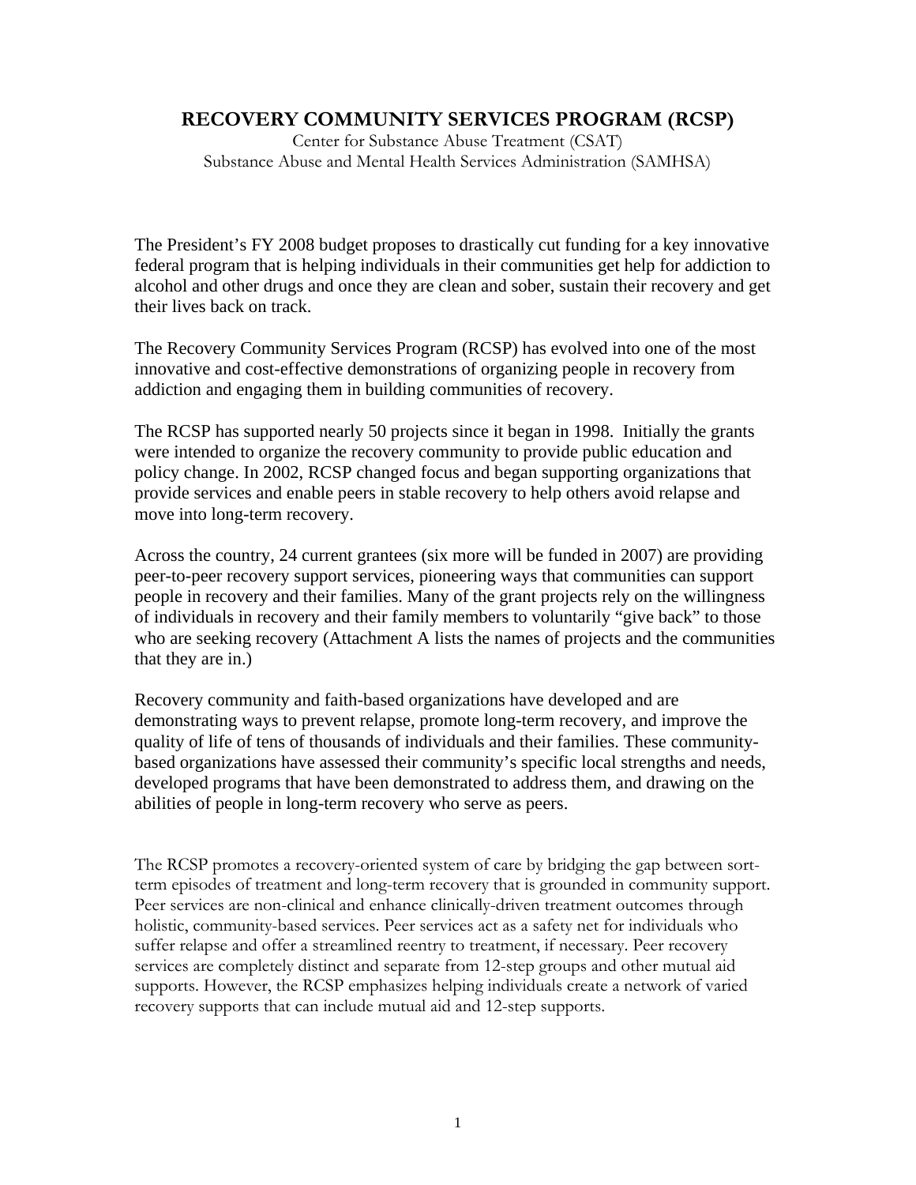# RECOVERY COMMUNITY SERVICES PROGRAM (RCSP)

Center for Substance Abuse Treatment (CSAT)
Substance Abuse and Mental Health Services Administration (SAMHSA)

The President's FY 2008 budget proposes to drastically cut funding for a key innovative federal program that is helping individuals in their communities get help for addiction to alcohol and other drugs and once they are clean and sober, sustain their recovery and get their lives back on track.

The Recovery Community Services Program (RCSP) has evolved into one of the most innovative and cost-effective demonstrations of organizing people in recovery from addiction and engaging them in building communities of recovery.

The RCSP has supported nearly 50 projects since it began in 1998. Initially the grants were intended to organize the recovery community to provide public education and policy change. In 2002, RCSP changed focus and began supporting organizations that provide services and enable peers in stable recovery to help others avoid relapse and move into long-term recovery.

Across the country, 24 current grantees (six more will be funded in 2007) are providing peer-to-peer recovery support services, pioneering ways that communities can support people in recovery and their families. Many of the grant projects rely on the willingness of individuals in recovery and their family members to voluntarily "give back" to those who are seeking recovery (Attachment A lists the names of projects and the communities that they are in.)

Recovery community and faith-based organizations have developed and are demonstrating ways to prevent relapse, promote long-term recovery, and improve the quality of life of tens of thousands of individuals and their families. These community-based organizations have assessed their community's specific local strengths and needs, developed programs that have been demonstrated to address them, and drawing on the abilities of people in long-term recovery who serve as peers.

The RCSP promotes a recovery-oriented system of care by bridging the gap between sort-term episodes of treatment and long-term recovery that is grounded in community support. Peer services are non-clinical and enhance clinically-driven treatment outcomes through holistic, community-based services. Peer services act as a safety net for individuals who suffer relapse and offer a streamlined reentry to treatment, if necessary. Peer recovery services are completely distinct and separate from 12-step groups and other mutual aid supports. However, the RCSP emphasizes helping individuals create a network of varied recovery supports that can include mutual aid and 12-step supports.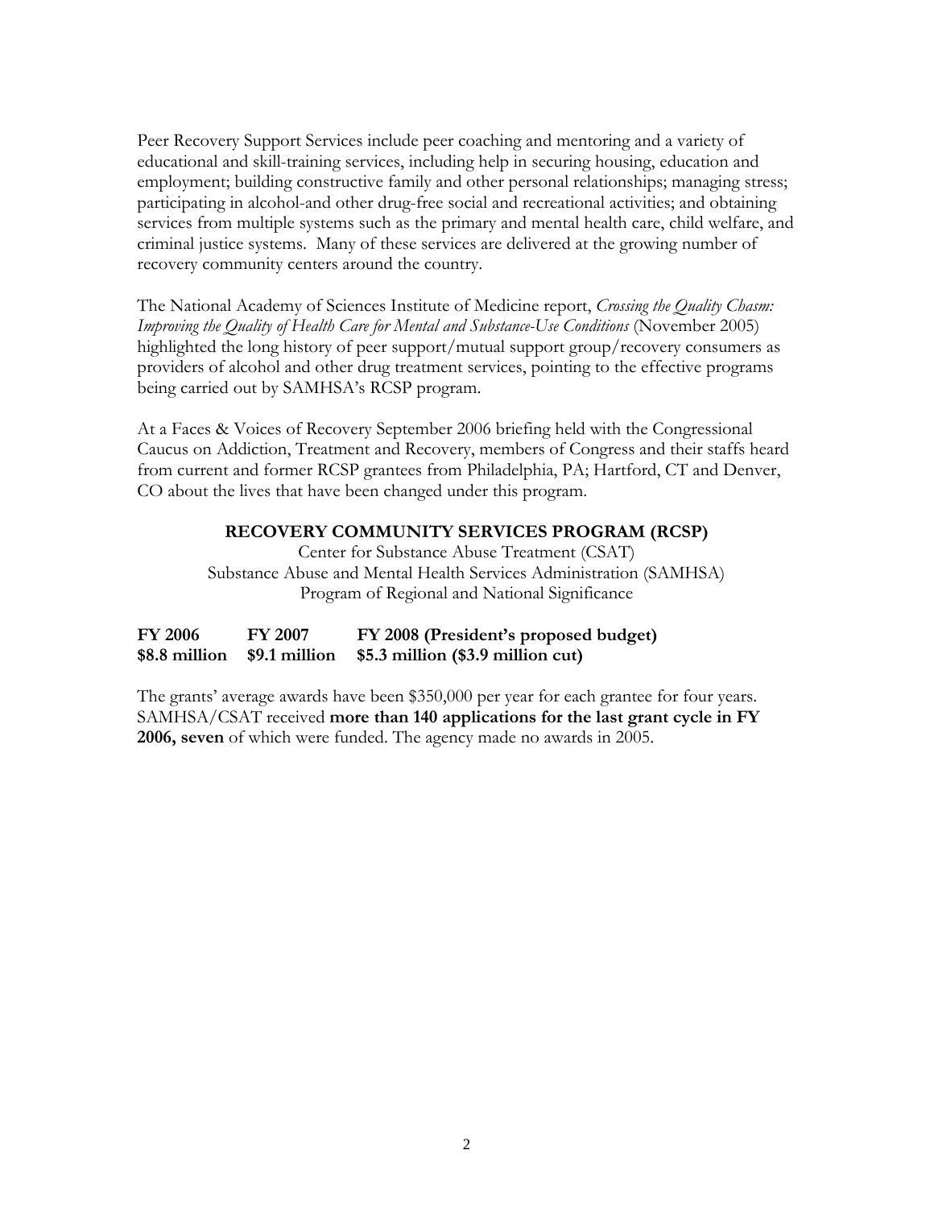Peer Recovery Support Services include peer coaching and mentoring and a variety of educational and skill-training services, including help in securing housing, education and employment; building constructive family and other personal relationships; managing stress; participating in alcohol-and other drug-free social and recreational activities; and obtaining services from multiple systems such as the primary and mental health care, child welfare, and criminal justice systems. Many of these services are delivered at the growing number of recovery community centers around the country.

The National Academy of Sciences Institute of Medicine report, *Crossing the Quality Chasm: Improving the Quality of Health Care for Mental and Substance-Use Conditions* (November 2005) highlighted the long history of peer support/mutual support group/recovery consumers as providers of alcohol and other drug treatment services, pointing to the effective programs being carried out by SAMHSA's RCSP program.

At a Faces & Voices of Recovery September 2006 briefing held with the Congressional Caucus on Addiction, Treatment and Recovery, members of Congress and their staffs heard from current and former RCSP grantees from Philadelphia, PA; Hartford, CT and Denver, CO about the lives that have been changed under this program.

**RECOVERY COMMUNITY SERVICES PROGRAM (RCSP)**

Center for Substance Abuse Treatment (CSAT)
Substance Abuse and Mental Health Services Administration (SAMHSA)
Program of Regional and National Significance

| **FY 2006** | **FY 2007** | **FY 2008 (President's proposed budget)** |
|---|---|---|
| **$8.8 million** | **$9.1 million** | **$5.3 million ($3.9 million cut)** |

The grants' average awards have been $350,000 per year for each grantee for four years. SAMHSA/CSAT received **more than 140 applications for the last grant cycle in FY 2006, seven** of which were funded. The agency made no awards in 2005.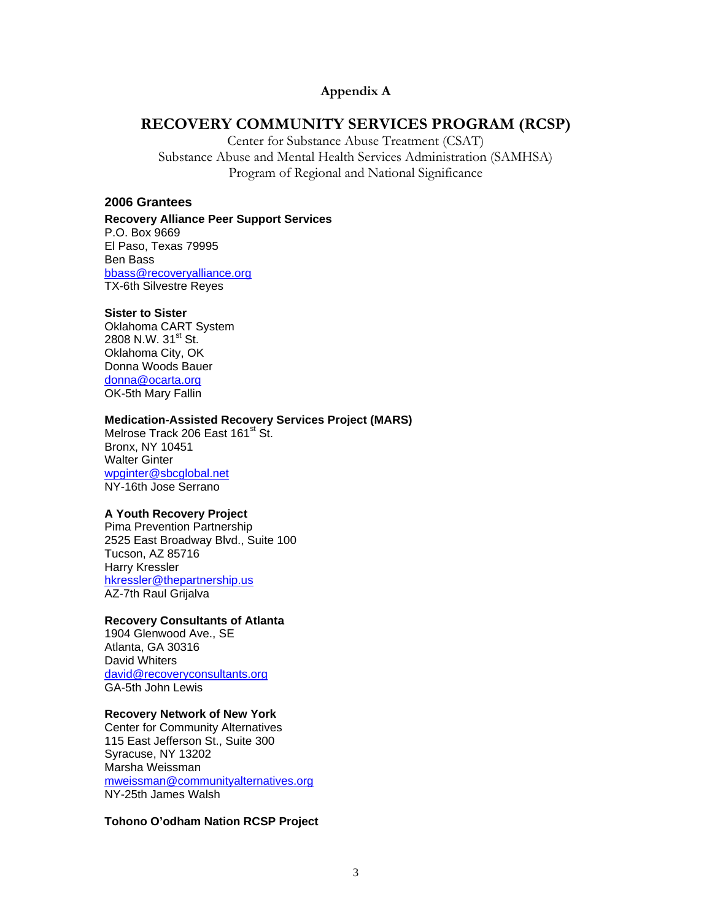## Appendix A

# RECOVERY COMMUNITY SERVICES PROGRAM (RCSP)

Center for Substance Abuse Treatment (CSAT)
Substance Abuse and Mental Health Services Administration (SAMHSA)
Program of Regional and National Significance

### 2006 Grantees

**Recovery Alliance Peer Support Services**
P.O. Box 9669
El Paso, Texas 79995
Ben Bass
bbass@recoveryalliance.org
TX-6th Silvestre Reyes

**Sister to Sister**
Oklahoma CART System
2808 N.W. 31st St.
Oklahoma City, OK
Donna Woods Bauer
donna@ocarta.org
OK-5th Mary Fallin

**Medication-Assisted Recovery Services Project (MARS)**
Melrose Track 206 East 161st St.
Bronx, NY 10451
Walter Ginter
wpginter@sbcglobal.net
NY-16th Jose Serrano

**A Youth Recovery Project**
Pima Prevention Partnership
2525 East Broadway Blvd., Suite 100
Tucson, AZ 85716
Harry Kressler
hkressler@thepartnership.us
AZ-7th Raul Grijalva

**Recovery Consultants of Atlanta**
1904 Glenwood Ave., SE
Atlanta, GA 30316
David Whiters
david@recoveryconsultants.org
GA-5th John Lewis

**Recovery Network of New York**
Center for Community Alternatives
115 East Jefferson St., Suite 300
Syracuse, NY 13202
Marsha Weissman
mweissman@communityalternatives.org
NY-25th James Walsh

**Tohono O'odham Nation RCSP Project**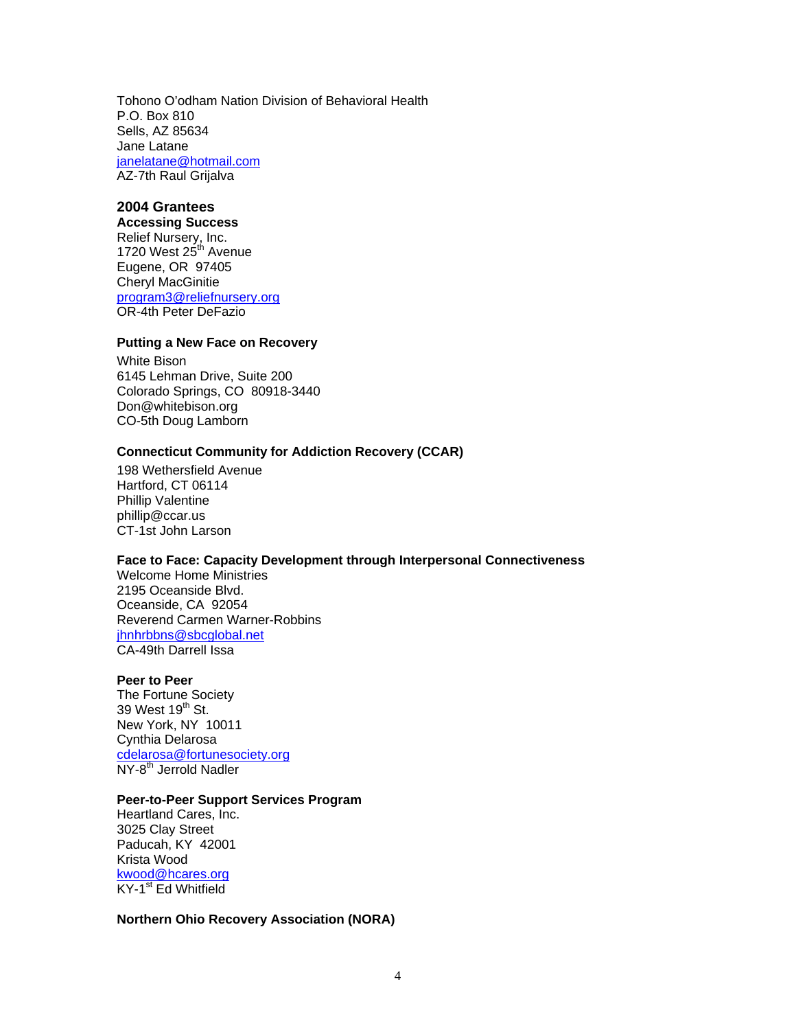Tohono O'odham Nation Division of Behavioral Health
P.O. Box 810
Sells, AZ 85634
Jane Latane
janelatane@hotmail.com
AZ-7th Raul Grijalva

## 2004 Grantees

**Accessing Success**
Relief Nursery, Inc.
1720 West 25th Avenue
Eugene, OR 97405
Cheryl MacGinitie
program3@reliefnursery.org
OR-4th Peter DeFazio

**Putting a New Face on Recovery**

White Bison
6145 Lehman Drive, Suite 200
Colorado Springs, CO 80918-3440
Don@whitebison.org
CO-5th Doug Lamborn

**Connecticut Community for Addiction Recovery (CCAR)**

198 Wethersfield Avenue
Hartford, CT 06114
Phillip Valentine
phillip@ccar.us
CT-1st John Larson

**Face to Face: Capacity Development through Interpersonal Connectiveness**
Welcome Home Ministries
2195 Oceanside Blvd.
Oceanside, CA 92054
Reverend Carmen Warner-Robbins
jhnhrbbns@sbcglobal.net
CA-49th Darrell Issa

**Peer to Peer**
The Fortune Society
39 West 19th St.
New York, NY 10011
Cynthia Delarosa
cdelarosa@fortunesociety.org
NY-8th Jerrold Nadler

**Peer-to-Peer Support Services Program**
Heartland Cares, Inc.
3025 Clay Street
Paducah, KY 42001
Krista Wood
kwood@hcares.org
KY-1st Ed Whitfield

**Northern Ohio Recovery Association (NORA)**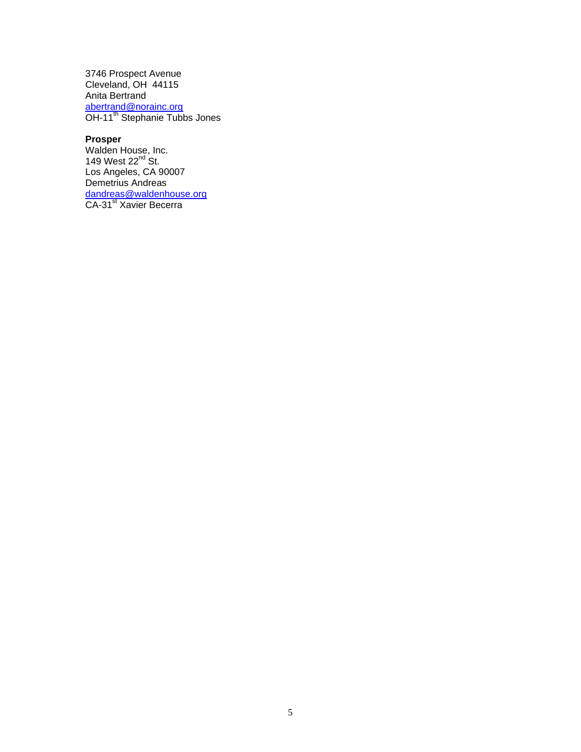3746 Prospect Avenue
Cleveland, OH 44115
Anita Bertrand
abertrand@norainc.org
OH-11th Stephanie Tubbs Jones

**Prosper**
Walden House, Inc.
149 West 22nd St.
Los Angeles, CA 90007
Demetrius Andreas
dandreas@waldenhouse.org
CA-31st Xavier Becerra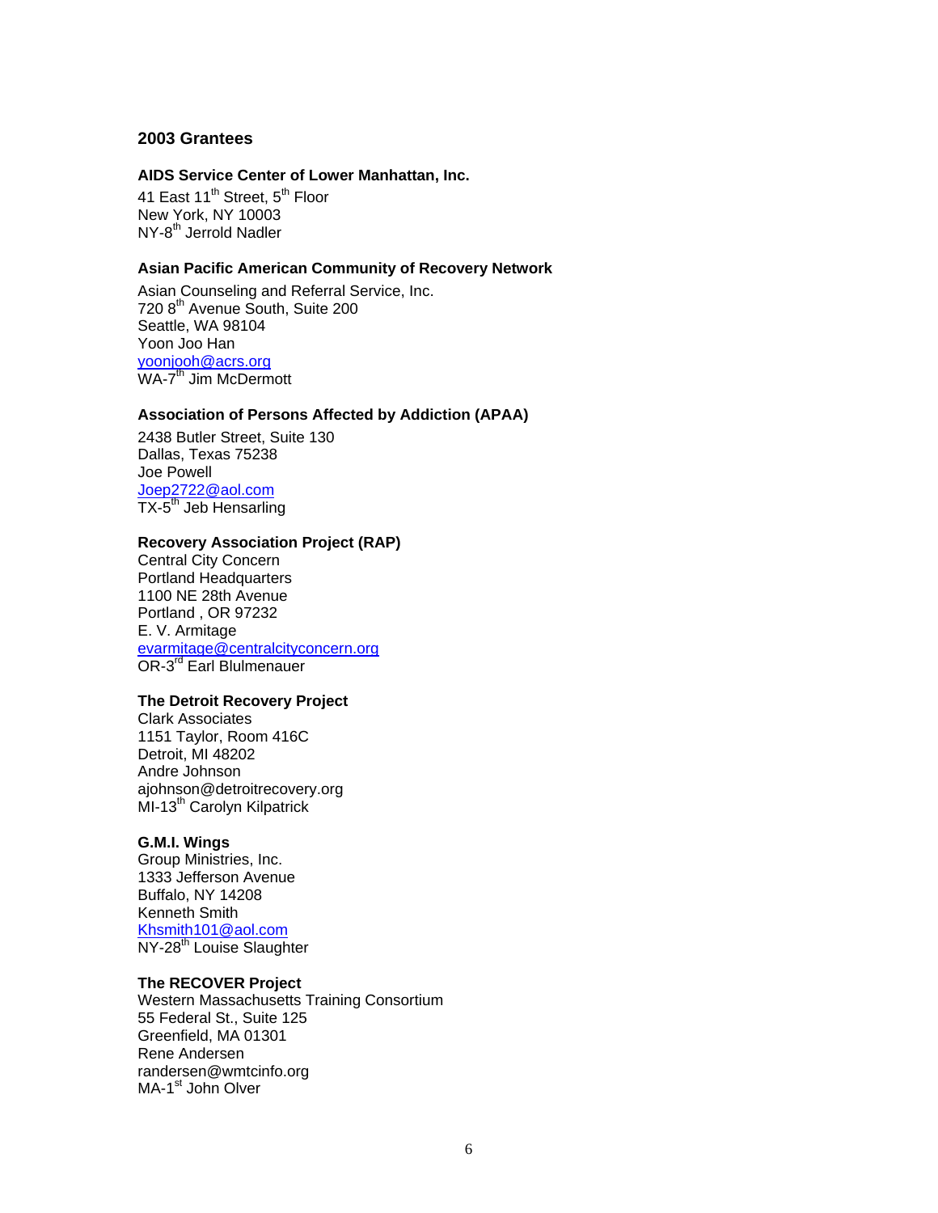## 2003 Grantees

**AIDS Service Center of Lower Manhattan, Inc.**

41 East 11th Street, 5th Floor
New York, NY 10003
NY-8th Jerrold Nadler

**Asian Pacific American Community of Recovery Network**

Asian Counseling and Referral Service, Inc.
720 8th Avenue South, Suite 200
Seattle, WA 98104
Yoon Joo Han
yoonjooh@acrs.org
WA-7th Jim McDermott

**Association of Persons Affected by Addiction (APAA)**

2438 Butler Street, Suite 130
Dallas, Texas 75238
Joe Powell
Joep2722@aol.com
TX-5th Jeb Hensarling

**Recovery Association Project (RAP)**

Central City Concern
Portland Headquarters
1100 NE 28th Avenue
Portland , OR 97232
E. V. Armitage
evarmitage@centralcityconcern.org
OR-3rd Earl Blulmenauer

**The Detroit Recovery Project**

Clark Associates
1151 Taylor, Room 416C
Detroit, MI 48202
Andre Johnson
ajohnson@detroitrecovery.org
MI-13th Carolyn Kilpatrick

**G.M.I. Wings**

Group Ministries, Inc.
1333 Jefferson Avenue
Buffalo, NY 14208
Kenneth Smith
Khsmith101@aol.com
NY-28th Louise Slaughter

**The RECOVER Project**

Western Massachusetts Training Consortium
55 Federal St., Suite 125
Greenfield, MA 01301
Rene Andersen
randersen@wmtcinfo.org
MA-1st John Olver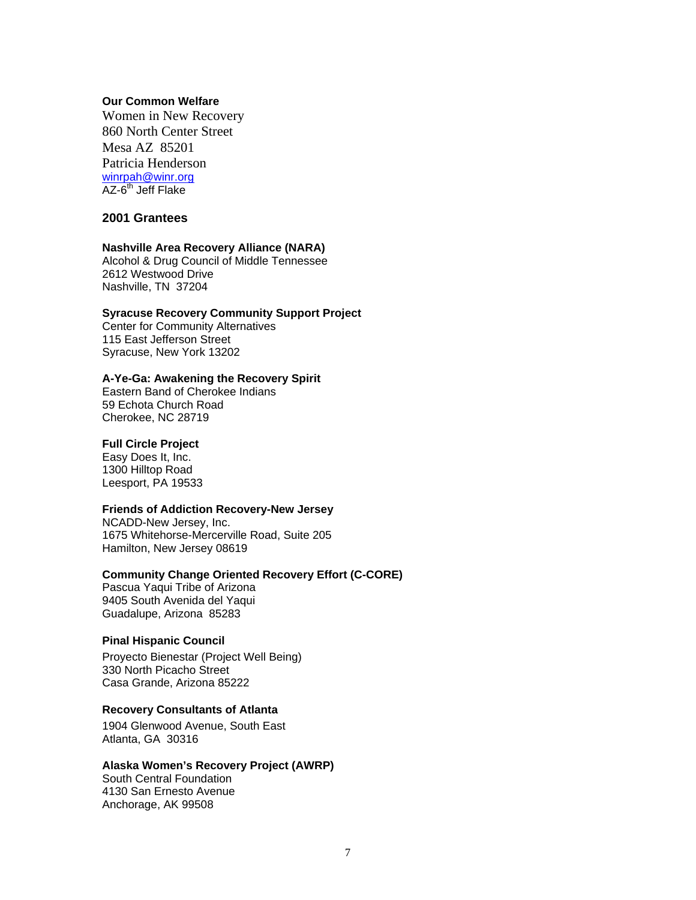**Our Common Welfare**

Women in New Recovery
860 North Center Street
Mesa AZ 85201
Patricia Henderson
winrpah@winr.org
AZ-6th Jeff Flake

## 2001 Grantees

**Nashville Area Recovery Alliance (NARA)**
Alcohol & Drug Council of Middle Tennessee
2612 Westwood Drive
Nashville, TN 37204

**Syracuse Recovery Community Support Project**
Center for Community Alternatives
115 East Jefferson Street
Syracuse, New York 13202

**A-Ye-Ga: Awakening the Recovery Spirit**
Eastern Band of Cherokee Indians
59 Echota Church Road
Cherokee, NC 28719

**Full Circle Project**
Easy Does It, Inc.
1300 Hilltop Road
Leesport, PA 19533

**Friends of Addiction Recovery-New Jersey**
NCADD-New Jersey, Inc.
1675 Whitehorse-Mercerville Road, Suite 205
Hamilton, New Jersey 08619

**Community Change Oriented Recovery Effort (C-CORE)**
Pascua Yaqui Tribe of Arizona
9405 South Avenida del Yaqui
Guadalupe, Arizona 85283

**Pinal Hispanic Council**

Proyecto Bienestar (Project Well Being)
330 North Picacho Street
Casa Grande, Arizona 85222

**Recovery Consultants of Atlanta**

1904 Glenwood Avenue, South East
Atlanta, GA 30316

**Alaska Women's Recovery Project (AWRP)**
South Central Foundation
4130 San Ernesto Avenue
Anchorage, AK 99508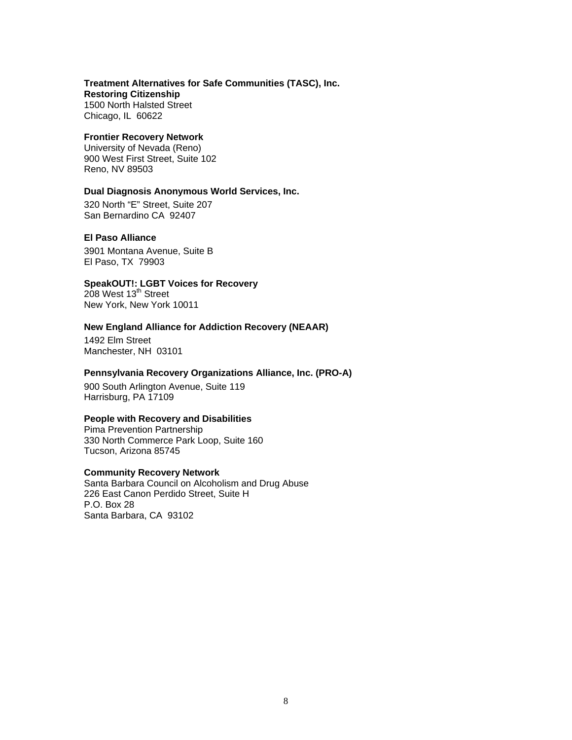**Treatment Alternatives for Safe Communities (TASC), Inc.**
**Restoring Citizenship**
1500 North Halsted Street
Chicago, IL  60622

**Frontier Recovery Network**
University of Nevada (Reno)
900 West First Street, Suite 102
Reno, NV 89503

**Dual Diagnosis Anonymous World Services, Inc.**
320 North "E" Street, Suite 207
San Bernardino CA  92407

**El Paso Alliance**
3901 Montana Avenue, Suite B
El Paso, TX  79903

**SpeakOUT!: LGBT Voices for Recovery**
208 West 13th Street
New York, New York 10011

**New England Alliance for Addiction Recovery (NEAAR)**
1492 Elm Street
Manchester, NH  03101

**Pennsylvania Recovery Organizations Alliance, Inc. (PRO-A)**
900 South Arlington Avenue, Suite 119
Harrisburg, PA 17109

**People with Recovery and Disabilities**
Pima Prevention Partnership
330 North Commerce Park Loop, Suite 160
Tucson, Arizona 85745

**Community Recovery Network**
Santa Barbara Council on Alcoholism and Drug Abuse
226 East Canon Perdido Street, Suite H
P.O. Box 28
Santa Barbara, CA  93102